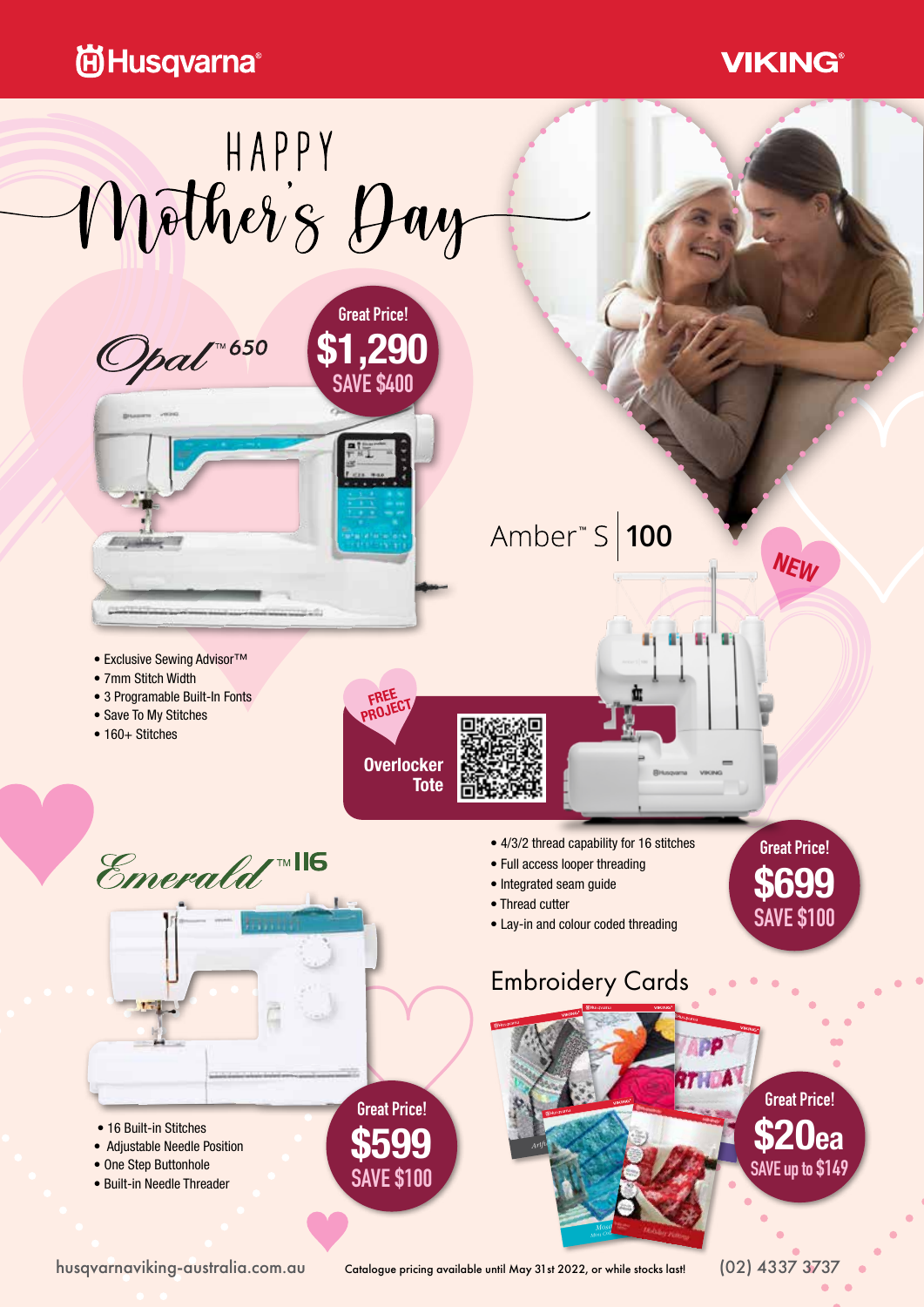Husqvarna® VIKING®

# HAPPY Mother's Day

## Opal™ 650

**Great Price!**
**$1,290**
SAVE $400

- Exclusive Sewing Advisor™
- 7mm Stitch Width
- 3 Programable Built-In Fonts
- Save To My Stitches
- 160+ Stitches

## Amber™ S | 100

NEW

FREE PROJECT

**Overlocker Tote**

- 4/3/2 thread capability for 16 stitches
- Full access looper threading
- Integrated seam guide
- Thread cutter
- Lay-in and colour coded threading

**Great Price!**
**$699**
SAVE $100

## Emerald™ 116

- 16 Built-in Stitches
- Adjustable Needle Position
- One Step Buttonhole
- Built-in Needle Threader

**Great Price!**
**$599**
SAVE $100

## Embroidery Cards

**Great Price!**
**$20ea**
SAVE up to $149

husqvarnaviking-australia.com.au

Catalogue pricing available until May 31st 2022, or while stocks last!

(02) 4337 3737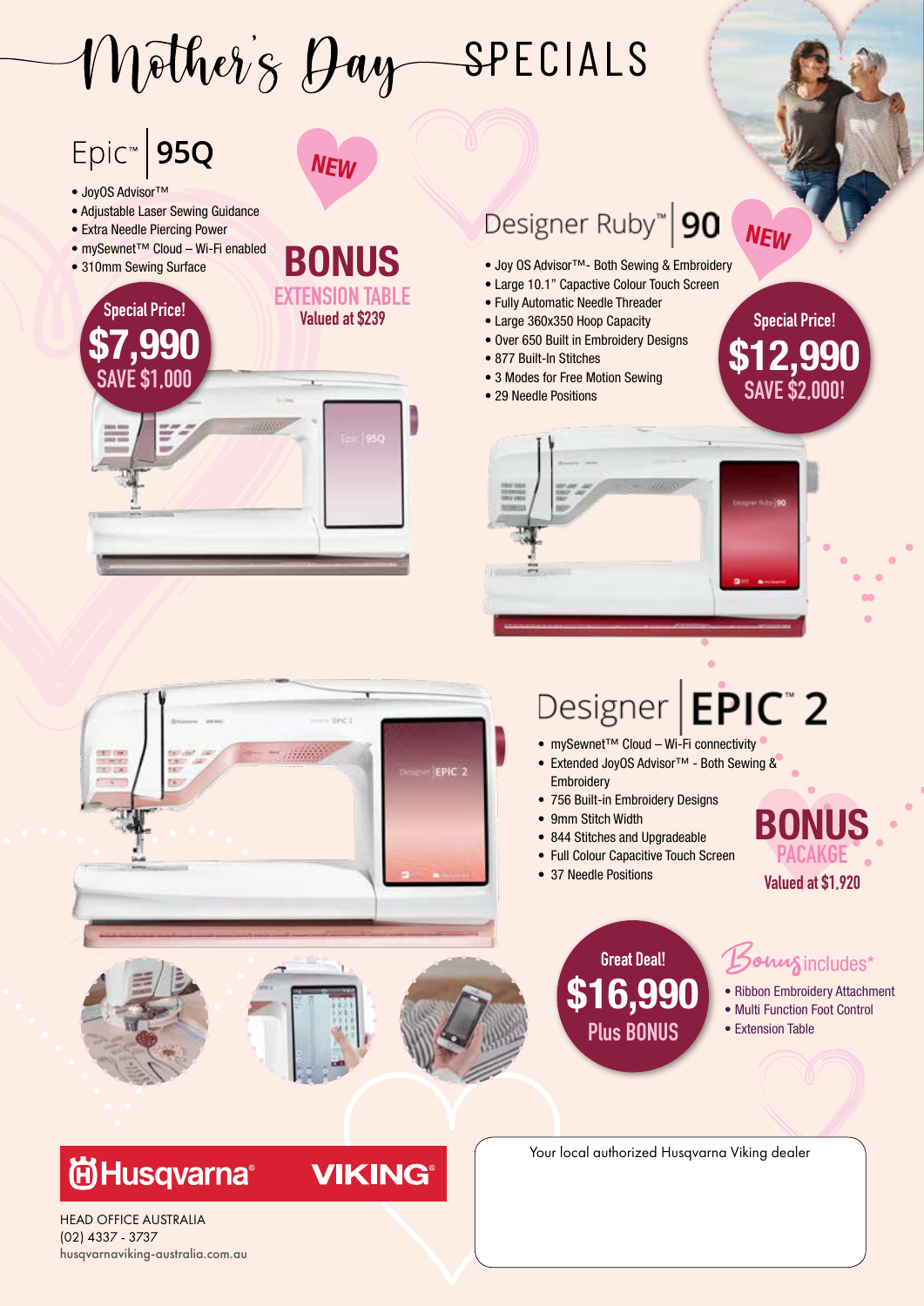# Mother's Day SPECIALS

## Epic™ | 95Q

NEW

- JoyOS Advisor™
- Adjustable Laser Sewing Guidance
- Extra Needle Piercing Power
- mySewnet™ Cloud – Wi-Fi enabled
- 310mm Sewing Surface

**BONUS**
EXTENSION TABLE
Valued at $239

Special Price!
**$7,990**
SAVE $1,000

## Designer Ruby™ | 90

NEW

- Joy OS Advisor™- Both Sewing & Embroidery
- Large 10.1" Capactive Colour Touch Screen
- Fully Automatic Needle Threader
- Large 360x350 Hoop Capacity
- Over 650 Built in Embroidery Designs
- 877 Built-In Stitches
- 3 Modes for Free Motion Sewing
- 29 Needle Positions

Special Price!
**$12,990**
SAVE $2,000!

## Designer EPIC™ 2

- mySewnet™ Cloud – Wi-Fi connectivity
- Extended JoyOS Advisor™ - Both Sewing & Embroidery
- 756 Built-in Embroidery Designs
- 9mm Stitch Width
- 844 Stitches and Upgradeable
- Full Colour Capacitive Touch Screen
- 37 Needle Positions

**BONUS**
PACAKGE
Valued at $1,920

Great Deal!
**$16,990**
Plus BONUS

Bonus includes*
- Ribbon Embroidery Attachment
- Multi Function Foot Control
- Extension Table

Husqvarna® VIKING®

HEAD OFFICE AUSTRALIA
(02) 4337 - 3737
husqvarnaviking-australia.com.au

Your local authorized Husqvarna Viking dealer